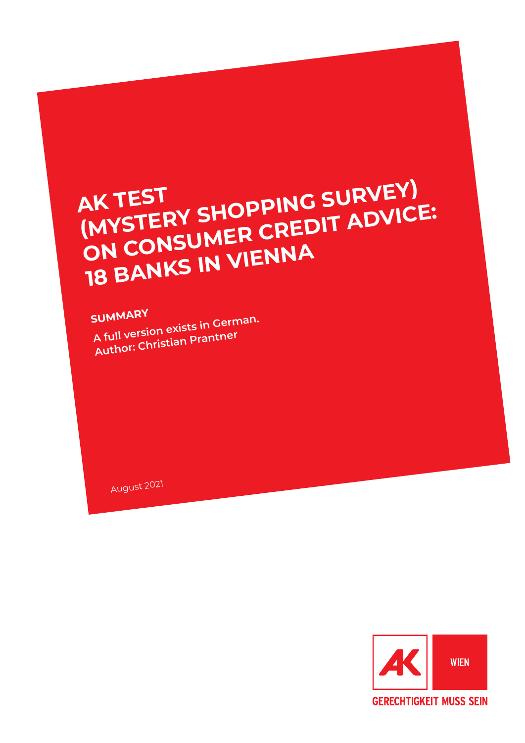# AK TEST (MYSTERY SHOPPING SURVEY) ON CONSUMER CREDIT ADVICE: 18 BANKS IN VIENNA

**SUMMARY**

**A full version exists in German.**
**Author: Christian Prantner**

August 2021

AK WIEN

GERECHTIGKEIT MUSS SEIN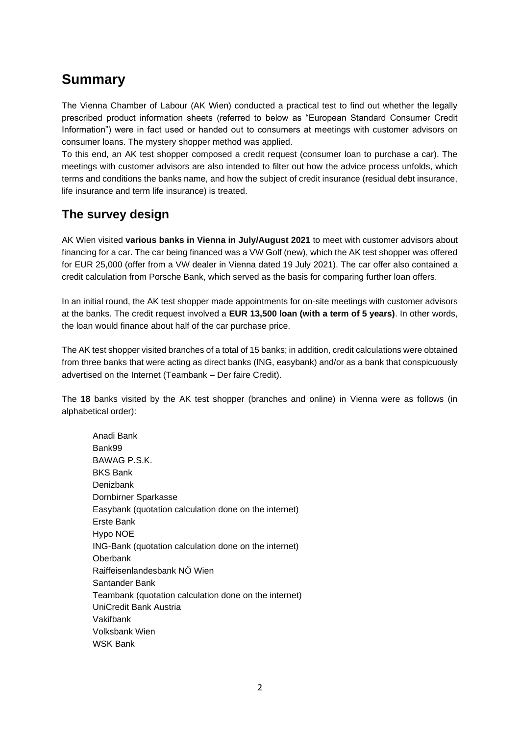## Summary

The Vienna Chamber of Labour (AK Wien) conducted a practical test to find out whether the legally prescribed product information sheets (referred to below as "European Standard Consumer Credit Information") were in fact used or handed out to consumers at meetings with customer advisors on consumer loans. The mystery shopper method was applied.

To this end, an AK test shopper composed a credit request (consumer loan to purchase a car). The meetings with customer advisors are also intended to filter out how the advice process unfolds, which terms and conditions the banks name, and how the subject of credit insurance (residual debt insurance, life insurance and term life insurance) is treated.

## The survey design

AK Wien visited **various banks in Vienna in July/August 2021** to meet with customer advisors about financing for a car. The car being financed was a VW Golf (new), which the AK test shopper was offered for EUR 25,000 (offer from a VW dealer in Vienna dated 19 July 2021). The car offer also contained a credit calculation from Porsche Bank, which served as the basis for comparing further loan offers.

In an initial round, the AK test shopper made appointments for on-site meetings with customer advisors at the banks. The credit request involved a **EUR 13,500 loan (with a term of 5 years)**. In other words, the loan would finance about half of the car purchase price.

The AK test shopper visited branches of a total of 15 banks; in addition, credit calculations were obtained from three banks that were acting as direct banks (ING, easybank) and/or as a bank that conspicuously advertised on the Internet (Teambank – Der faire Credit).

The **18** banks visited by the AK test shopper (branches and online) in Vienna were as follows (in alphabetical order):

- Anadi Bank
- Bank99
- BAWAG P.S.K.
- BKS Bank
- Denizbank
- Dornbirner Sparkasse
- Easybank (quotation calculation done on the internet)
- Erste Bank
- Hypo NOE
- ING-Bank (quotation calculation done on the internet)
- Oberbank
- Raiffeisenlandesbank NÖ Wien
- Santander Bank
- Teambank (quotation calculation done on the internet)
- UniCredit Bank Austria
- Vakifbank
- Volksbank Wien
- WSK Bank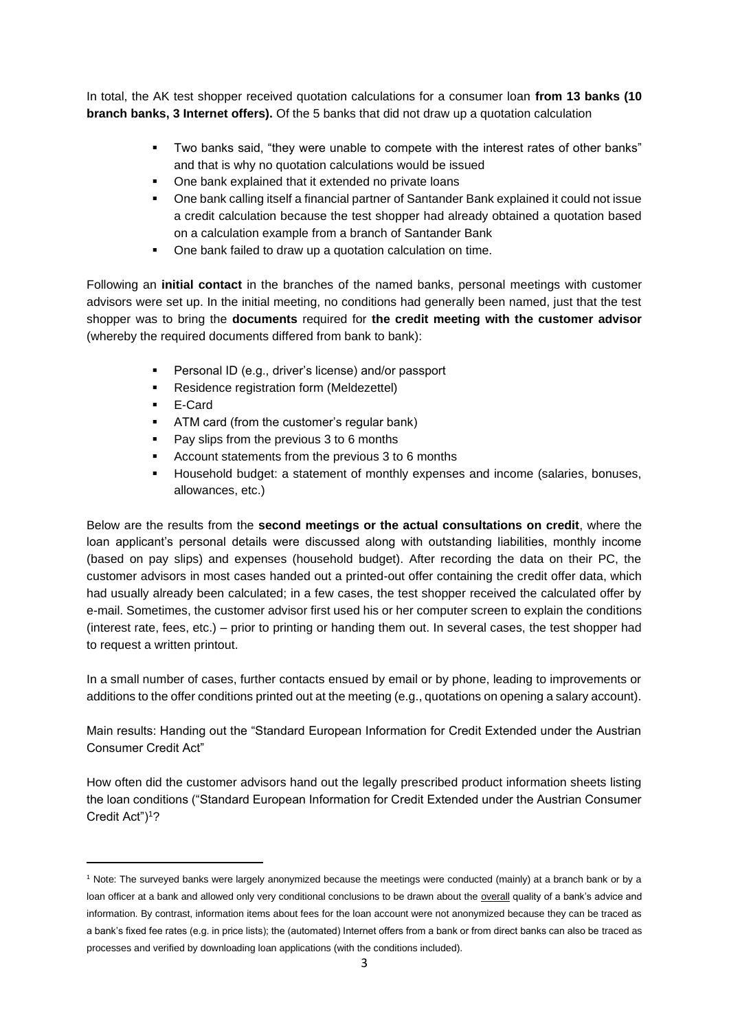In total, the AK test shopper received quotation calculations for a consumer loan **from 13 banks (10 branch banks, 3 Internet offers).** Of the 5 banks that did not draw up a quotation calculation

- Two banks said, "they were unable to compete with the interest rates of other banks" and that is why no quotation calculations would be issued
- One bank explained that it extended no private loans
- One bank calling itself a financial partner of Santander Bank explained it could not issue a credit calculation because the test shopper had already obtained a quotation based on a calculation example from a branch of Santander Bank
- One bank failed to draw up a quotation calculation on time.

Following an **initial contact** in the branches of the named banks, personal meetings with customer advisors were set up. In the initial meeting, no conditions had generally been named, just that the test shopper was to bring the **documents** required for **the credit meeting with the customer advisor** (whereby the required documents differed from bank to bank):

- Personal ID (e.g., driver's license) and/or passport
- Residence registration form (Meldezettel)
- E-Card
- ATM card (from the customer's regular bank)
- Pay slips from the previous 3 to 6 months
- Account statements from the previous 3 to 6 months
- Household budget: a statement of monthly expenses and income (salaries, bonuses, allowances, etc.)

Below are the results from the **second meetings or the actual consultations on credit**, where the loan applicant's personal details were discussed along with outstanding liabilities, monthly income (based on pay slips) and expenses (household budget). After recording the data on their PC, the customer advisors in most cases handed out a printed-out offer containing the credit offer data, which had usually already been calculated; in a few cases, the test shopper received the calculated offer by e-mail. Sometimes, the customer advisor first used his or her computer screen to explain the conditions (interest rate, fees, etc.) – prior to printing or handing them out. In several cases, the test shopper had to request a written printout.

In a small number of cases, further contacts ensued by email or by phone, leading to improvements or additions to the offer conditions printed out at the meeting (e.g., quotations on opening a salary account).

Main results: Handing out the "Standard European Information for Credit Extended under the Austrian Consumer Credit Act"

How often did the customer advisors hand out the legally prescribed product information sheets listing the loan conditions ("Standard European Information for Credit Extended under the Austrian Consumer Credit Act")[1]?

[1] Note: The surveyed banks were largely anonymized because the meetings were conducted (mainly) at a branch bank or by a loan officer at a bank and allowed only very conditional conclusions to be drawn about the overall quality of a bank's advice and information. By contrast, information items about fees for the loan account were not anonymized because they can be traced as a bank's fixed fee rates (e.g. in price lists); the (automated) Internet offers from a bank or from direct banks can also be traced as processes and verified by downloading loan applications (with the conditions included).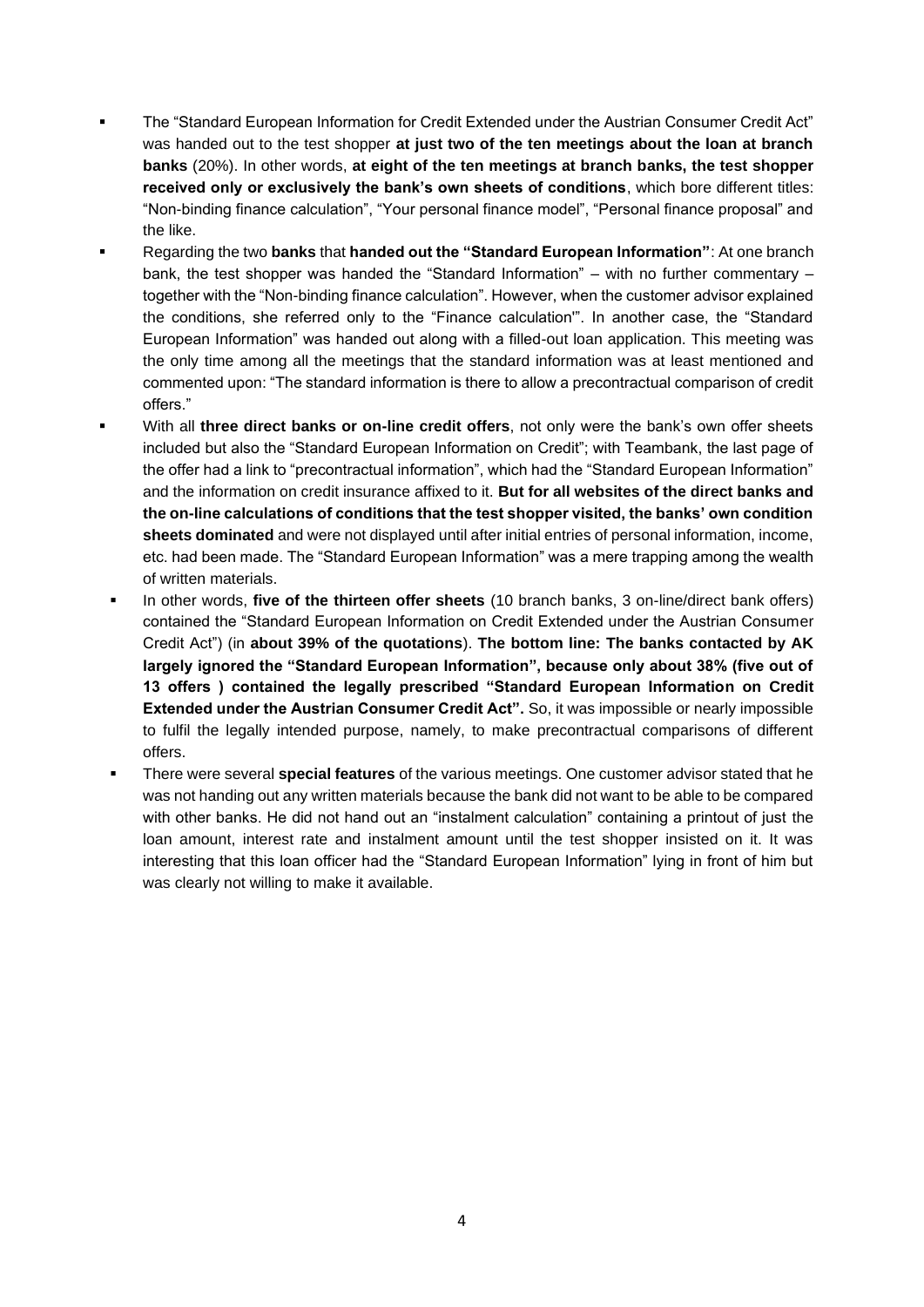- The "Standard European Information for Credit Extended under the Austrian Consumer Credit Act" was handed out to the test shopper **at just two of the ten meetings about the loan at branch banks** (20%). In other words, **at eight of the ten meetings at branch banks, the test shopper received only or exclusively the bank's own sheets of conditions**, which bore different titles: "Non-binding finance calculation", "Your personal finance model", "Personal finance proposal" and the like.
- Regarding the two **banks** that **handed out the "Standard European Information"**: At one branch bank, the test shopper was handed the "Standard Information" – with no further commentary – together with the "Non-binding finance calculation". However, when the customer advisor explained the conditions, she referred only to the "Finance calculation'". In another case, the "Standard European Information" was handed out along with a filled-out loan application. This meeting was the only time among all the meetings that the standard information was at least mentioned and commented upon: "The standard information is there to allow a precontractual comparison of credit offers."
- With all **three direct banks or on-line credit offers**, not only were the bank's own offer sheets included but also the "Standard European Information on Credit"; with Teambank, the last page of the offer had a link to "precontractual information", which had the "Standard European Information" and the information on credit insurance affixed to it. **But for all websites of the direct banks and the on-line calculations of conditions that the test shopper visited, the banks' own condition sheets dominated** and were not displayed until after initial entries of personal information, income, etc. had been made. The "Standard European Information" was a mere trapping among the wealth of written materials.
- In other words, **five of the thirteen offer sheets** (10 branch banks, 3 on-line/direct bank offers) contained the "Standard European Information on Credit Extended under the Austrian Consumer Credit Act") (in **about 39% of the quotations**). **The bottom line: The banks contacted by AK largely ignored the "Standard European Information", because only about 38% (five out of 13 offers ) contained the legally prescribed "Standard European Information on Credit Extended under the Austrian Consumer Credit Act".** So, it was impossible or nearly impossible to fulfil the legally intended purpose, namely, to make precontractual comparisons of different offers.
- There were several **special features** of the various meetings. One customer advisor stated that he was not handing out any written materials because the bank did not want to be able to be compared with other banks. He did not hand out an "instalment calculation" containing a printout of just the loan amount, interest rate and instalment amount until the test shopper insisted on it. It was interesting that this loan officer had the "Standard European Information" lying in front of him but was clearly not willing to make it available.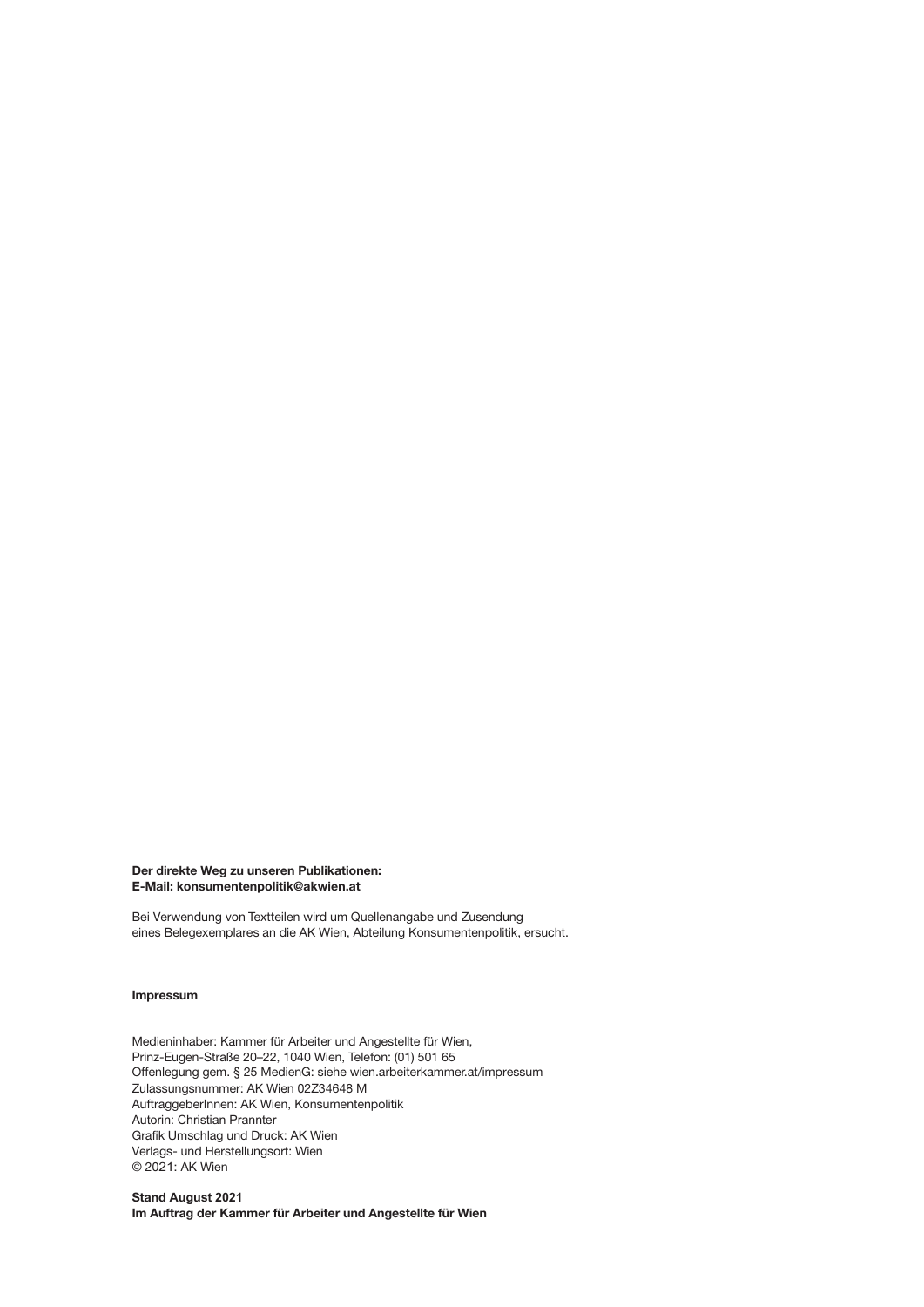**Der direkte Weg zu unseren Publikationen:**
**E-Mail: konsumentenpolitik@akwien.at**

Bei Verwendung von Textteilen wird um Quellenangabe und Zusendung eines Belegexemplares an die AK Wien, Abteilung Konsumentenpolitik, ersucht.

**Impressum**

Medieninhaber: Kammer für Arbeiter und Angestellte für Wien,
Prinz-Eugen-Straße 20–22, 1040 Wien, Telefon: (01) 501 65
Offenlegung gem. § 25 MedienG: siehe wien.arbeiterkammer.at/impressum
Zulassungsnummer: AK Wien 02Z34648 M
AuftraggeberInnen: AK Wien, Konsumentenpolitik
Autorin: Christian Prannter
Grafik Umschlag und Druck: AK Wien
Verlags- und Herstellungsort: Wien
© 2021: AK Wien

**Stand August 2021**
**Im Auftrag der Kammer für Arbeiter und Angestellte für Wien**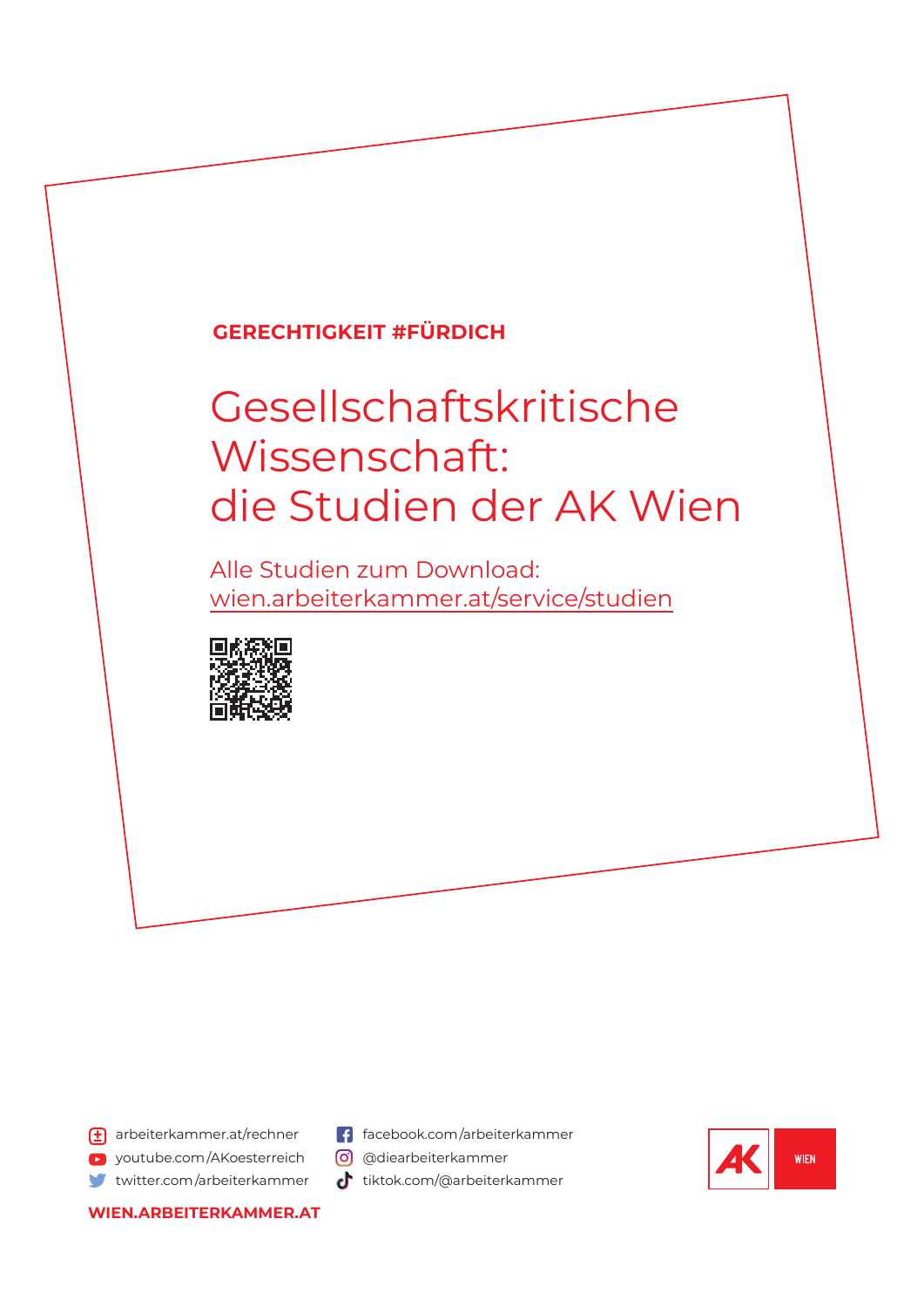**GERECHTIGKEIT #FÜRDICH**

# Gesellschaftskritische Wissenschaft: die Studien der AK Wien

Alle Studien zum Download:
wien.arbeiterkammer.at/service/studien

arbeiterkammer.at/rechner
youtube.com/AKoesterreich
twitter.com/arbeiterkammer
facebook.com/arbeiterkammer
@diearbeiterkammer
tiktok.com/@arbeiterkammer

**WIEN.ARBEITERKAMMER.AT**

AK WIEN